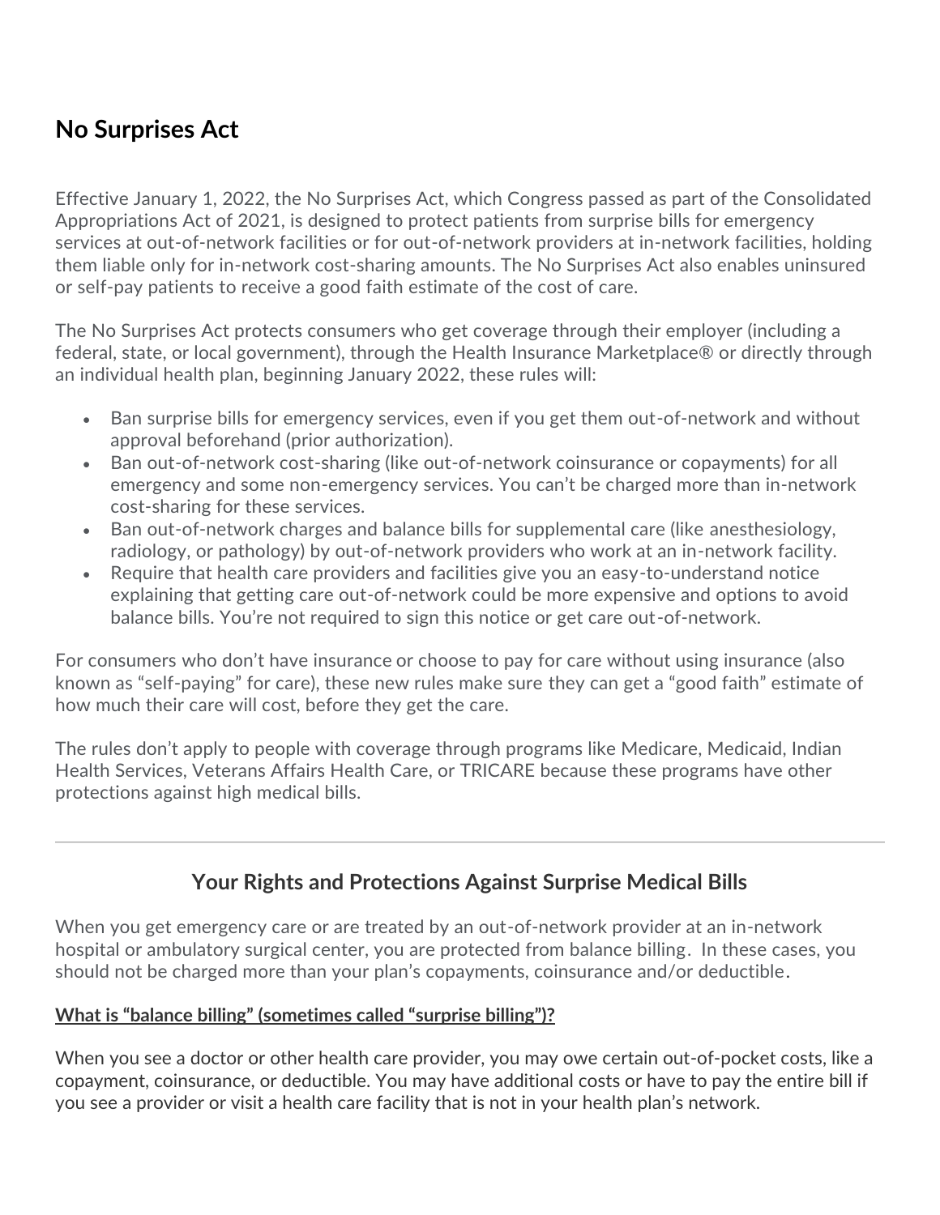# No Surprises Act

Effective January 1, 2022, the No Surprises Act, which Congress passed as part of the Consolidated Appropriations Act of 2021, is designed to protect patients from surprise bills for emergency services at out-of-network facilities or for out-of-network providers at in-network facilities, holding them liable only for in-network cost-sharing amounts. The No Surprises Act also enables uninsured or self-pay patients to receive a good faith estimate of the cost of care.

The No Surprises Act protects consumers who get coverage through their employer (including a federal, state, or local government), through the Health Insurance Marketplace® or directly through an individual health plan, beginning January 2022, these rules will:

- Ban surprise bills for emergency services, even if you get them out-of-network and without approval beforehand (prior authorization).
- Ban out-of-network cost-sharing (like out-of-network coinsurance or copayments) for all emergency and some non-emergency services. You can't be charged more than in-network cost-sharing for these services.
- Ban out-of-network charges and balance bills for supplemental care (like anesthesiology, radiology, or pathology) by out-of-network providers who work at an in-network facility.
- Require that health care providers and facilities give you an easy-to-understand notice explaining that getting care out-of-network could be more expensive and options to avoid balance bills. You're not required to sign this notice or get care out-of-network.

For consumers who don't have insurance or choose to pay for care without using insurance (also known as "self-paying" for care), these new rules make sure they can get a "good faith" estimate of how much their care will cost, before they get the care.

The rules don't apply to people with coverage through programs like Medicare, Medicaid, Indian Health Services, Veterans Affairs Health Care, or TRICARE because these programs have other protections against high medical bills.

---

## Your Rights and Protections Against Surprise Medical Bills

When you get emergency care or are treated by an out-of-network provider at an in-network hospital or ambulatory surgical center, you are protected from balance billing. In these cases, you should not be charged more than your plan's copayments, coinsurance and/or deductible.

**What is "balance billing" (sometimes called "surprise billing")?**

When you see a doctor or other health care provider, you may owe certain out-of-pocket costs, like a copayment, coinsurance, or deductible. You may have additional costs or have to pay the entire bill if you see a provider or visit a health care facility that is not in your health plan's network.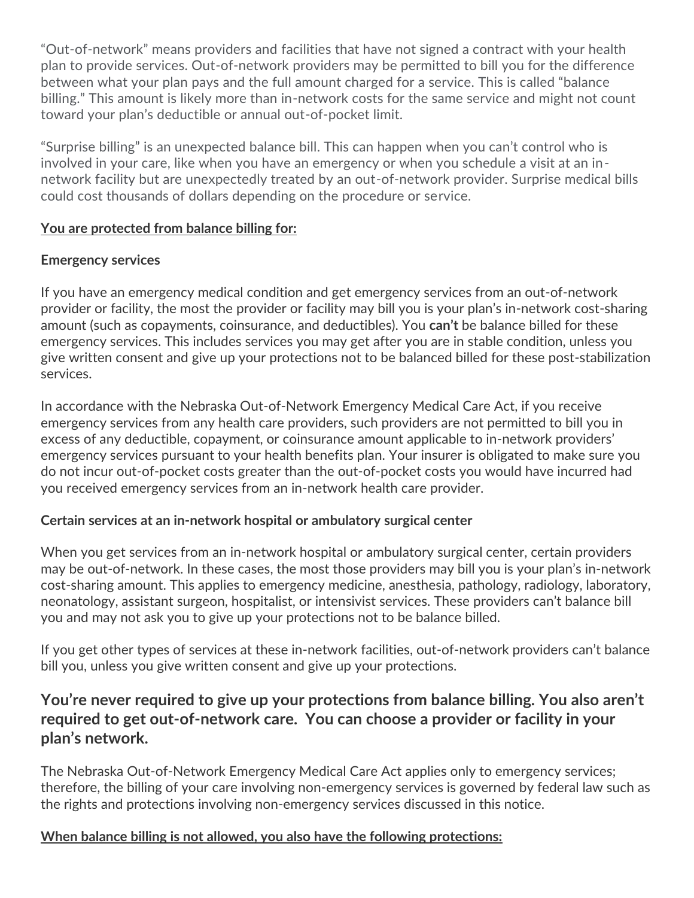"Out-of-network" means providers and facilities that have not signed a contract with your health plan to provide services. Out-of-network providers may be permitted to bill you for the difference between what your plan pays and the full amount charged for a service. This is called "balance billing." This amount is likely more than in-network costs for the same service and might not count toward your plan's deductible or annual out-of-pocket limit.

"Surprise billing" is an unexpected balance bill. This can happen when you can't control who is involved in your care, like when you have an emergency or when you schedule a visit at an in-network facility but are unexpectedly treated by an out-of-network provider. Surprise medical bills could cost thousands of dollars depending on the procedure or service.

**<u>You are protected from balance billing for:</u>**

**Emergency services**

If you have an emergency medical condition and get emergency services from an out-of-network provider or facility, the most the provider or facility may bill you is your plan's in-network cost-sharing amount (such as copayments, coinsurance, and deductibles). You **can't** be balance billed for these emergency services. This includes services you may get after you are in stable condition, unless you give written consent and give up your protections not to be balanced billed for these post-stabilization services.

In accordance with the Nebraska Out-of-Network Emergency Medical Care Act, if you receive emergency services from any health care providers, such providers are not permitted to bill you in excess of any deductible, copayment, or coinsurance amount applicable to in-network providers' emergency services pursuant to your health benefits plan. Your insurer is obligated to make sure you do not incur out-of-pocket costs greater than the out-of-pocket costs you would have incurred had you received emergency services from an in-network health care provider.

**Certain services at an in-network hospital or ambulatory surgical center**

When you get services from an in-network hospital or ambulatory surgical center, certain providers may be out-of-network. In these cases, the most those providers may bill you is your plan's in-network cost-sharing amount. This applies to emergency medicine, anesthesia, pathology, radiology, laboratory, neonatology, assistant surgeon, hospitalist, or intensivist services. These providers can't balance bill you and may not ask you to give up your protections not to be balance billed.

If you get other types of services at these in-network facilities, out-of-network providers can't balance bill you, unless you give written consent and give up your protections.

## You're never required to give up your protections from balance billing. You also aren't required to get out-of-network care. You can choose a provider or facility in your plan's network.

The Nebraska Out-of-Network Emergency Medical Care Act applies only to emergency services; therefore, the billing of your care involving non-emergency services is governed by federal law such as the rights and protections involving non-emergency services discussed in this notice.

**<u>When balance billing is not allowed, you also have the following protections:</u>**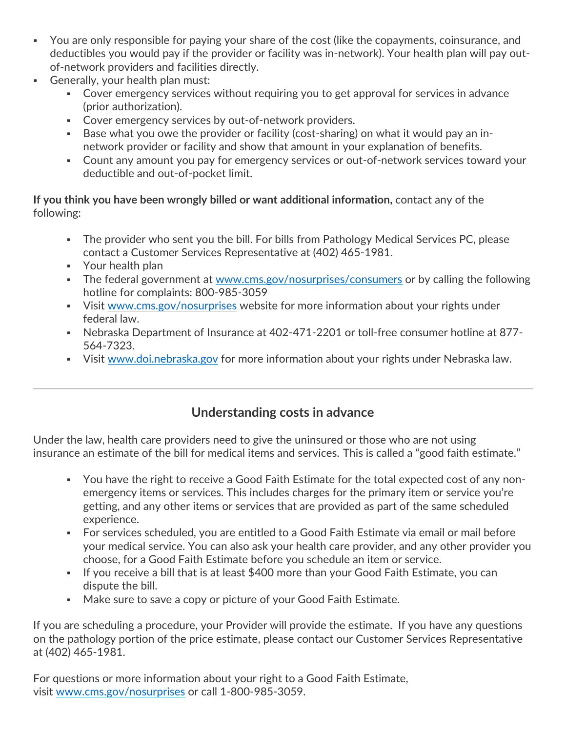- You are only responsible for paying your share of the cost (like the copayments, coinsurance, and deductibles you would pay if the provider or facility was in-network). Your health plan will pay out-of-network providers and facilities directly.
- Generally, your health plan must:
  - Cover emergency services without requiring you to get approval for services in advance (prior authorization).
  - Cover emergency services by out-of-network providers.
  - Base what you owe the provider or facility (cost-sharing) on what it would pay an in-network provider or facility and show that amount in your explanation of benefits.
  - Count any amount you pay for emergency services or out-of-network services toward your deductible and out-of-pocket limit.

**If you think you have been wrongly billed or want additional information,** contact any of the following:

- The provider who sent you the bill. For bills from Pathology Medical Services PC, please contact a Customer Services Representative at (402) 465-1981.
- Your health plan
- The federal government at [www.cms.gov/nosurprises/consumers](www.cms.gov/nosurprises/consumers) or by calling the following hotline for complaints: 800-985-3059
- Visit [www.cms.gov/nosurprises](www.cms.gov/nosurprises) website for more information about your rights under federal law.
- Nebraska Department of Insurance at 402-471-2201 or toll-free consumer hotline at 877-564-7323.
- Visit [www.doi.nebraska.gov](www.doi.nebraska.gov) for more information about your rights under Nebraska law.

---

## Understanding costs in advance

Under the law, health care providers need to give the uninsured or those who are not using insurance an estimate of the bill for medical items and services. This is called a "good faith estimate."

- You have the right to receive a Good Faith Estimate for the total expected cost of any non-emergency items or services. This includes charges for the primary item or service you're getting, and any other items or services that are provided as part of the same scheduled experience.
- For services scheduled, you are entitled to a Good Faith Estimate via email or mail before your medical service. You can also ask your health care provider, and any other provider you choose, for a Good Faith Estimate before you schedule an item or service.
- If you receive a bill that is at least $400 more than your Good Faith Estimate, you can dispute the bill.
- Make sure to save a copy or picture of your Good Faith Estimate.

If you are scheduling a procedure, your Provider will provide the estimate. If you have any questions on the pathology portion of the price estimate, please contact our Customer Services Representative at (402) 465-1981.

For questions or more information about your right to a Good Faith Estimate, visit [www.cms.gov/nosurprises](www.cms.gov/nosurprises) or call 1-800-985-3059.